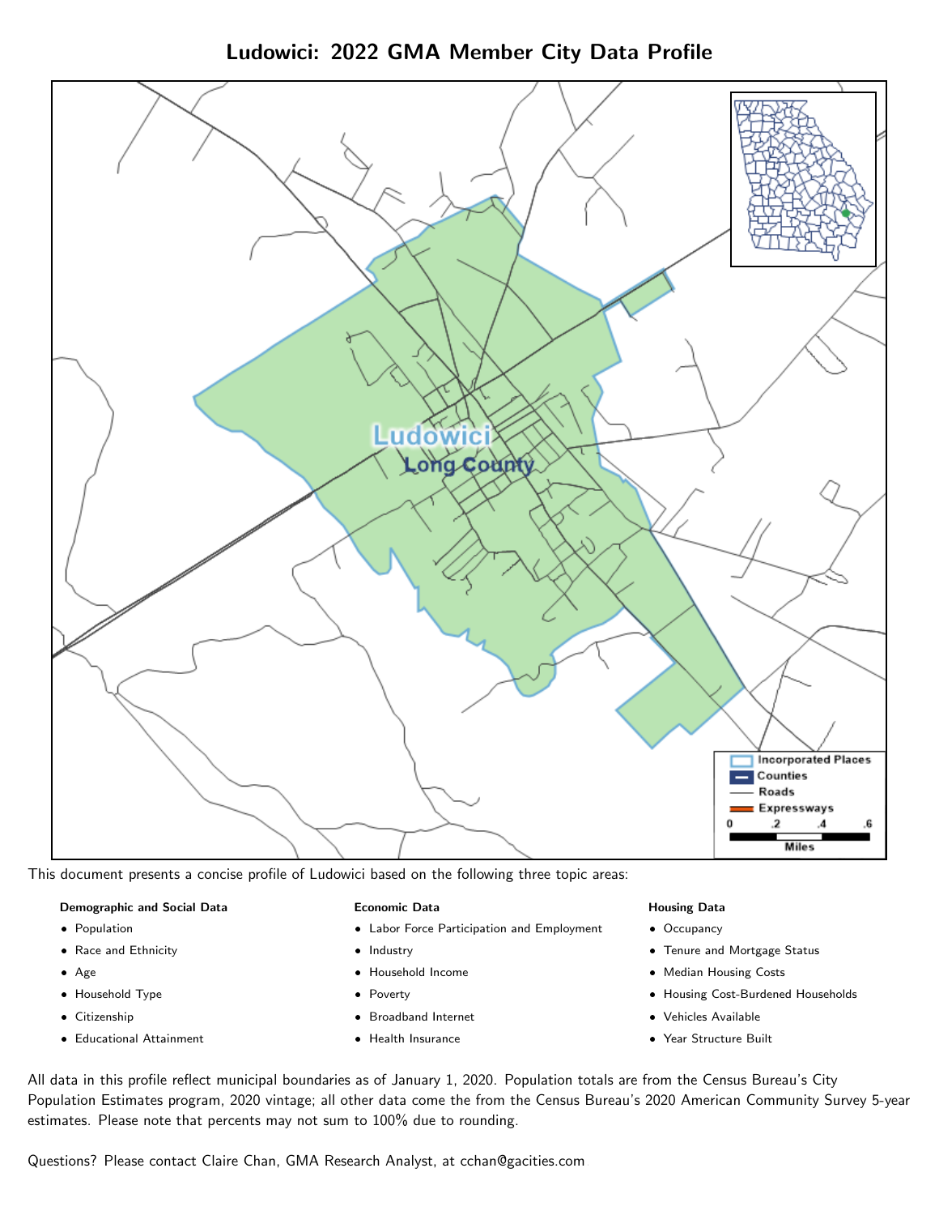# Ludowici: 2022 GMA Member City Data Profile

Ludowici
Long County

Incorporated Places
Counties
Roads
Expressways

0 .2 .4 .6
Miles

This document presents a concise profile of Ludowici based on the following three topic areas:

**Demographic and Social Data**

- Population
- Race and Ethnicity
- Age
- Household Type
- Citizenship
- Educational Attainment

**Economic Data**

- Labor Force Participation and Employment
- Industry
- Household Income
- Poverty
- Broadband Internet
- Health Insurance

**Housing Data**

- Occupancy
- Tenure and Mortgage Status
- Median Housing Costs
- Housing Cost-Burdened Households
- Vehicles Available
- Year Structure Built

All data in this profile reflect municipal boundaries as of January 1, 2020. Population totals are from the Census Bureau's City Population Estimates program, 2020 vintage; all other data come the from the Census Bureau's 2020 American Community Survey 5-year estimates. Please note that percents may not sum to 100% due to rounding.

Questions? Please contact Claire Chan, GMA Research Analyst, at cchan@gacities.com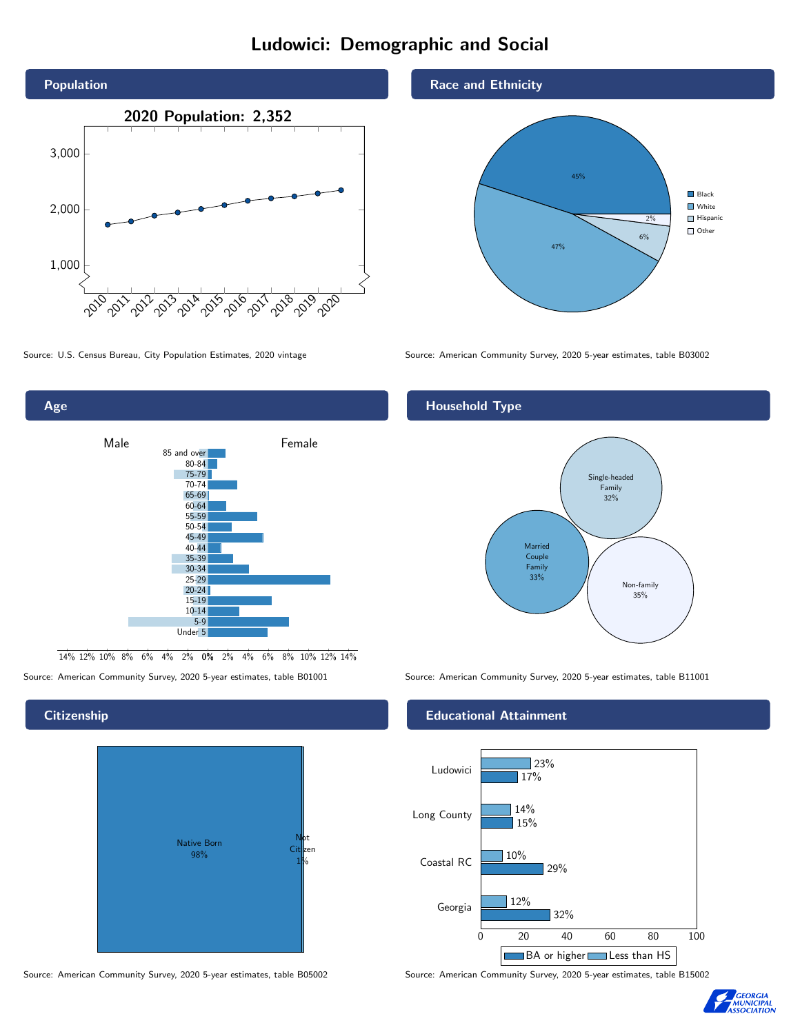# Ludowici: Demographic and Social

## Population

2020 Population: 2,352

Source: U.S. Census Bureau, City Population Estimates, 2020 vintage

## Race and Ethnicity

- Black: 45%
- White: 47%
- Hispanic: 6%
- Other: 2%

Source: American Community Survey, 2020 5-year estimates, table B03002

## Age

Male / Female

85 and over, 80-84, 75-79, 70-74, 65-69, 60-64, 55-59, 50-54, 45-49, 40-44, 35-39, 30-34, 25-29, 20-24, 15-19, 10-14, 5-9, Under 5

Source: American Community Survey, 2020 5-year estimates, table B01001

## Household Type

- Single-headed Family 32%
- Married Couple Family 33%
- Non-family 35%

Source: American Community Survey, 2020 5-year estimates, table B11001

## Citizenship

- Native Born 98%
- Not Citizen 1%

Source: American Community Survey, 2020 5-year estimates, table B05002

## Educational Attainment

| | BA or higher | Less than HS |
|---|---|---|
| Ludowici | 17% | 23% |
| Long County | 15% | 14% |
| Coastal RC | 29% | 10% |
| Georgia | 32% | 12% |

Source: American Community Survey, 2020 5-year estimates, table B15002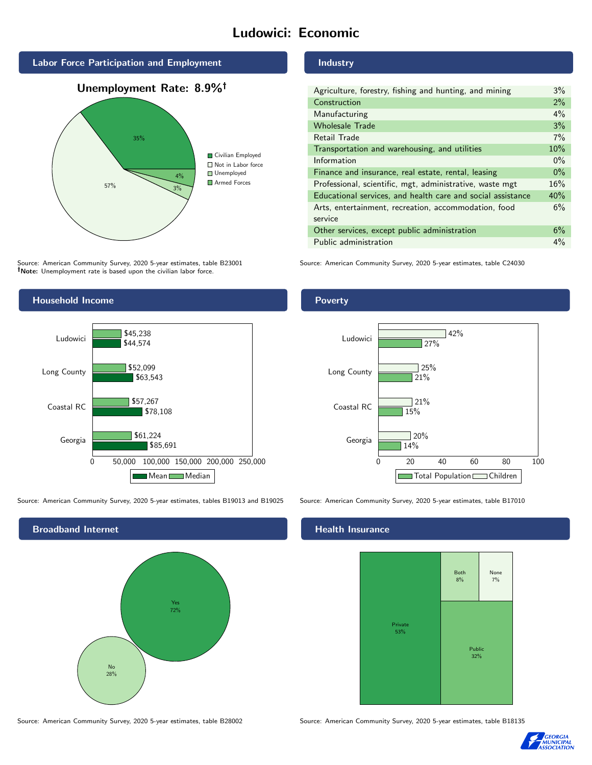# Ludowici: Economic

## Labor Force Participation and Employment

**Unemployment Rate: 8.9%†**

| Category | Percent |
|---|---|
| Civilian Employed | 35% |
| Not in Labor force | 57% |
| Unemployed | 3% |
| Armed Forces | 4% |

Source: American Community Survey, 2020 5-year estimates, table B23001
**†Note:** Unemployment rate is based upon the civilian labor force.

## Industry

| Industry | Percent |
|---|---|
| Agriculture, forestry, fishing and hunting, and mining | 3% |
| Construction | 2% |
| Manufacturing | 4% |
| Wholesale Trade | 3% |
| Retail Trade | 7% |
| Transportation and warehousing, and utilities | 10% |
| Information | 0% |
| Finance and insurance, real estate, rental, leasing | 0% |
| Professional, scientific, mgt, administrative, waste mgt | 16% |
| Educational services, and health care and social assistance | 40% |
| Arts, entertainment, recreation, accommodation, food service | 6% |
| Other services, except public administration | 6% |
| Public administration | 4% |

Source: American Community Survey, 2020 5-year estimates, table C24030

## Household Income

| | Median | Mean |
|---|---|---|
| Ludowici | $45,238 | $44,574 |
| Long County | $52,099 | $63,543 |
| Coastal RC | $57,267 | $78,108 |
| Georgia | $61,224 | $85,691 |

Source: American Community Survey, 2020 5-year estimates, tables B19013 and B19025

## Poverty

| | Children | Total Population |
|---|---|---|
| Ludowici | 42% | 27% |
| Long County | 25% | 21% |
| Coastal RC | 21% | 15% |
| Georgia | 20% | 14% |

Source: American Community Survey, 2020 5-year estimates, table B17010

## Broadband Internet

| | Percent |
|---|---|
| Yes | 72% |
| No | 28% |

Source: American Community Survey, 2020 5-year estimates, table B28002

## Health Insurance

| | Percent |
|---|---|
| Private | 53% |
| Public | 32% |
| Both | 8% |
| None | 7% |

Source: American Community Survey, 2020 5-year estimates, table B18135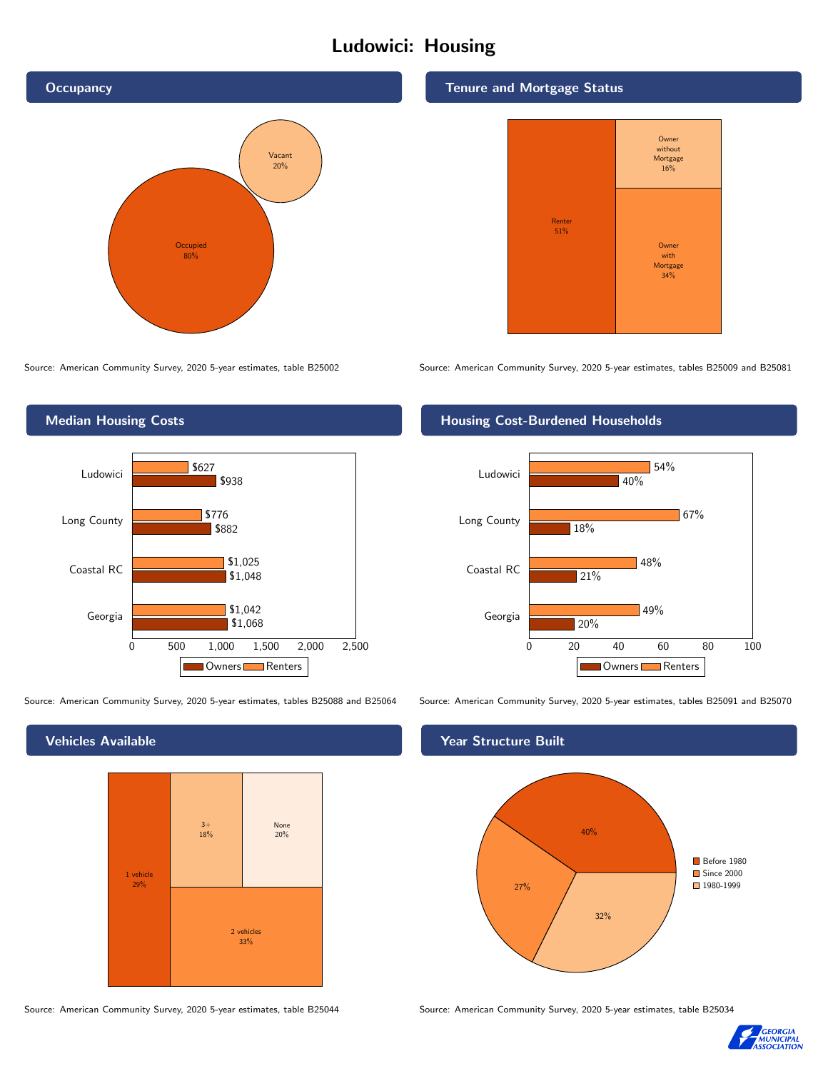# Ludowici: Housing

## Occupancy

Vacant
20%

Occupied
80%

Source: American Community Survey, 2020 5-year estimates, table B25002

## Tenure and Mortgage Status

Renter
51%

Owner without Mortgage
16%

Owner with Mortgage
34%

Source: American Community Survey, 2020 5-year estimates, tables B25009 and B25081

## Median Housing Costs

Ludowici
$627
$938

Long County
$776
$882

Coastal RC
$1,025
$1,048

Georgia
$1,042
$1,068

0 500 1,000 1,500 2,000 2,500

Owners Renters

Source: American Community Survey, 2020 5-year estimates, tables B25088 and B25064

## Housing Cost-Burdened Households

Ludowici
54%
40%

Long County
67%
18%

Coastal RC
48%
21%

Georgia
49%
20%

0 20 40 60 80 100

Owners Renters

Source: American Community Survey, 2020 5-year estimates, tables B25091 and B25070

## Vehicles Available

1 vehicle
29%

3+
18%

None
20%

2 vehicles
33%

Source: American Community Survey, 2020 5-year estimates, table B25044

## Year Structure Built

40%
27%
32%

Before 1980
Since 2000
1980-1999

Source: American Community Survey, 2020 5-year estimates, table B25034